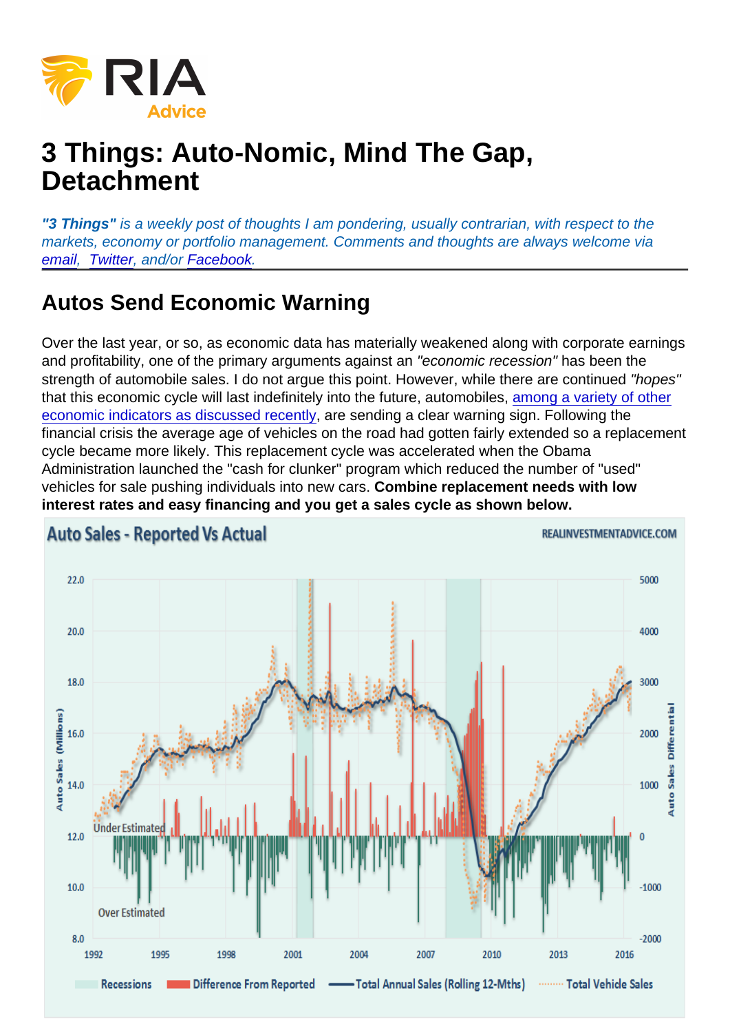# 3 Things: Auto-Nomic, Mind The Gap, Detachment

*"3 Things" is a weekly post of thoughts I am pondering, usually contrarian, with respect to the markets, economy or portfolio management. Comments and thoughts are always welcome via email, Twitter, and/or Facebook.*

## Autos Send Economic Warning

Over the last year, or so, as economic data has materially weakened along with corporate earnings and profitability, one of the primary arguments against an *"economic recession"* has been the strength of automobile sales. I do not argue this point. However, while there are continued *"hopes"* that this economic cycle will last indefinitely into the future, automobiles, among a variety of other economic indicators as discussed recently, are sending a clear warning sign. Following the financial crisis the average age of vehicles on the road had gotten fairly extended so a replacement cycle became more likely. This replacement cycle was accelerated when the Obama Administration launched the "cash for clunker" program which reduced the number of "used" vehicles for sale pushing individuals into new cars. **Combine replacement needs with low interest rates and easy financing and you get a sales cycle as shown below.**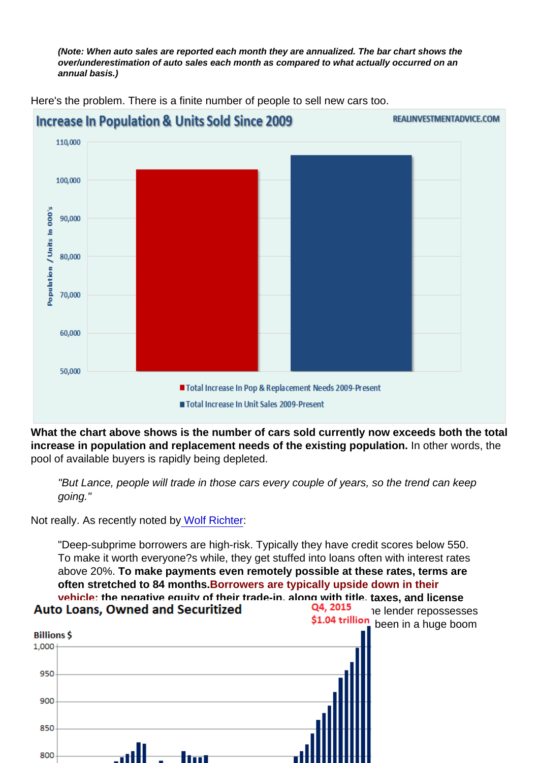*(Note: When auto sales are reported each month they are annualized. The bar chart shows the over/underestimation of auto sales each month as compared to what actually occurred on an annual basis.)*

Here's the problem. There is a finite number of people to sell new cars too.

**What the chart above shows is the number of cars sold currently now exceeds both the total increase in population and replacement needs of the existing population.** In other words, the pool of available buyers is rapidly being depleted.

> *"But Lance, people will trade in those cars every couple of years, so the trend can keep going."*

Not really. As recently noted by Wolf Richter:

> "Deep-subprime borrowers are high-risk. Typically they have credit scores below 550. To make it worth everyone?s while, they get stuffed into loans often with interest rates above 20%. **To make payments even remotely possible at these rates, terms are often stretched to 84 months. Borrowers are typically upside down in their vehicle; the negative equity of their trade-in, along with title, taxes, and license** ...e lender repossesses ... been in a huge boom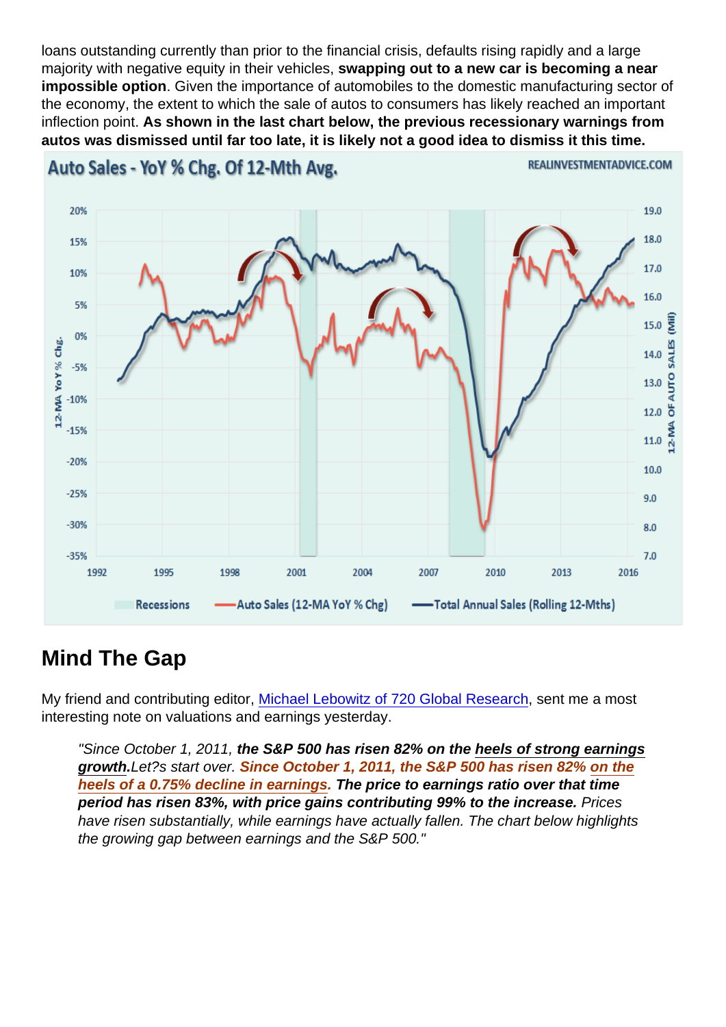loans outstanding currently than prior to the financial crisis, defaults rising rapidly and a large majority with negative equity in their vehicles, **swapping out to a new car is becoming a near impossible option**. Given the importance of automobiles to the domestic manufacturing sector of the economy, the extent to which the sale of autos to consumers has likely reached an important inflection point. **As shown in the last chart below, the previous recessionary warnings from autos was dismissed until far too late, it is likely not a good idea to dismiss it this time.**

## Mind The Gap

My friend and contributing editor, [Michael Lebowitz of 720 Global Research](), sent me a most interesting note on valuations and earnings yesterday.

> *"Since October 1, 2011,* ***the S&P 500 has risen 82% on the [heels of strong earnings growth]()****.Let?s start over.* ***Since October 1, 2011, the S&P 500 has risen 82% [on the heels of a 0.75% decline in earnings]().*** ***The price to earnings ratio over that time period has risen 83%, with price gains contributing 99% to the increase.*** *Prices have risen substantially, while earnings have actually fallen. The chart below highlights the growing gap between earnings and the S&P 500."*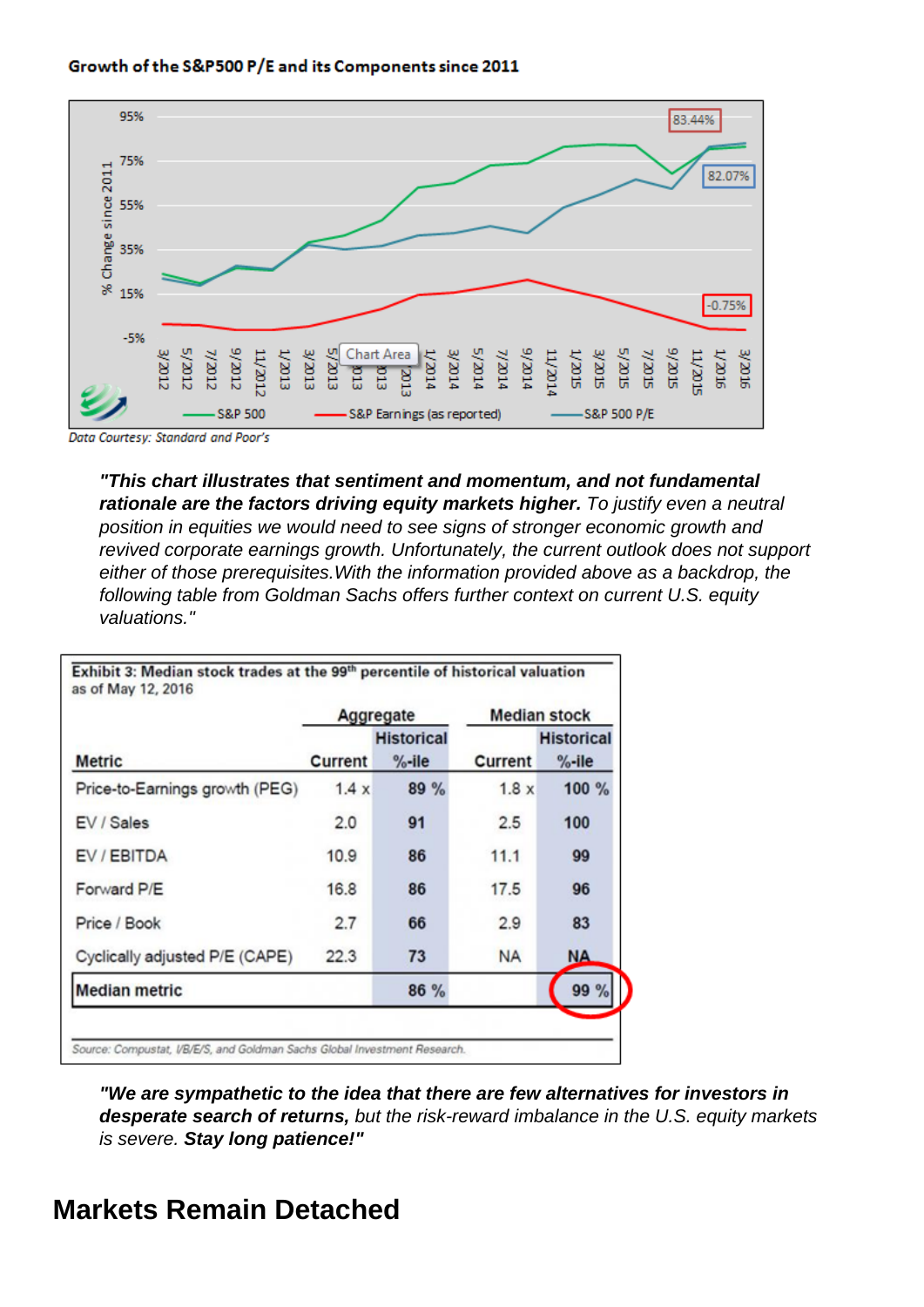**Growth of the S&P500 P/E and its Components since 2011**

*Data Courtesy: Standard and Poor's*

*"**This chart illustrates that sentiment and momentum, and not fundamental rationale are the factors driving equity markets higher.** To justify even a neutral position in equities we would need to see signs of stronger economic growth and revived corporate earnings growth. Unfortunately, the current outlook does not support either of those prerequisites. With the information provided above as a backdrop, the following table from Goldman Sachs offers further context on current U.S. equity valuations."*

**Exhibit 3: Median stock trades at the 99th percentile of historical valuation**
as of May 12, 2016

| | Aggregate | | Median stock | |
|---|---|---|---|---|
| Metric | Current | Historical %-ile | Current | Historical %-ile |
| Price-to-Earnings growth (PEG) | 1.4 x | 89 % | 1.8 x | 100 % |
| EV / Sales | 2.0 | 91 | 2.5 | 100 |
| EV / EBITDA | 10.9 | 86 | 11.1 | 99 |
| Forward P/E | 16.8 | 86 | 17.5 | 96 |
| Price / Book | 2.7 | 66 | 2.9 | 83 |
| Cyclically adjusted P/E (CAPE) | 22.3 | 73 | NA | NA |
| **Median metric** | | 86 % | | 99 % |

Source: Compustat, I/B/E/S, and Goldman Sachs Global Investment Research.

*"**We are sympathetic to the idea that there are few alternatives for investors in desperate search of returns,** but the risk-reward imbalance in the U.S. equity markets is severe. **Stay long patience!"***

# Markets Remain Detached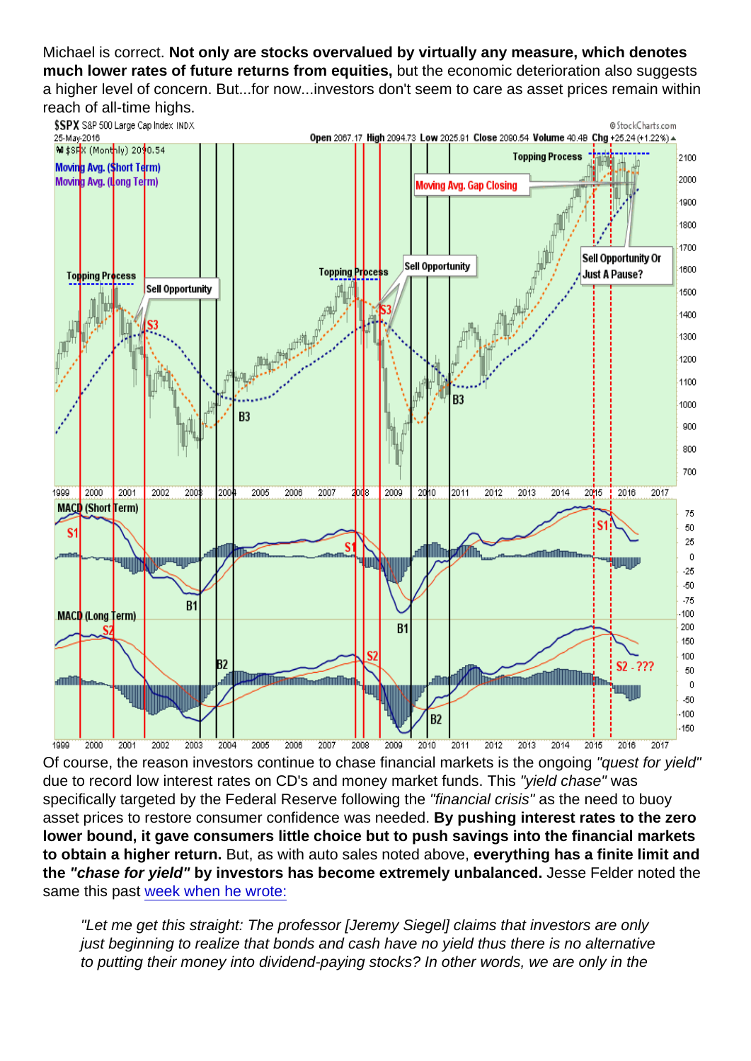Michael is correct. **Not only are stocks overvalued by virtually any measure, which denotes much lower rates of future returns from equities,** but the economic deterioration also suggests a higher level of concern. But...for now...investors don't seem to care as asset prices remain within reach of all-time highs.

Of course, the reason investors continue to chase financial markets is the ongoing *"quest for yield"* due to record low interest rates on CD's and money market funds. This *"yield chase"* was specifically targeted by the Federal Reserve following the *"financial crisis"* as the need to buoy asset prices to restore consumer confidence was needed. **By pushing interest rates to the zero lower bound, it gave consumers little choice but to push savings into the financial markets to obtain a higher return.** But, as with auto sales noted above, **everything has a finite limit and the *"chase for yield"* by investors has become extremely unbalanced.** Jesse Felder noted the same this past week when he wrote:

> *"Let me get this straight: The professor [Jeremy Siegel] claims that investors are only just beginning to realize that bonds and cash have no yield thus there is no alternative to putting their money into dividend-paying stocks? In other words, we are only in the*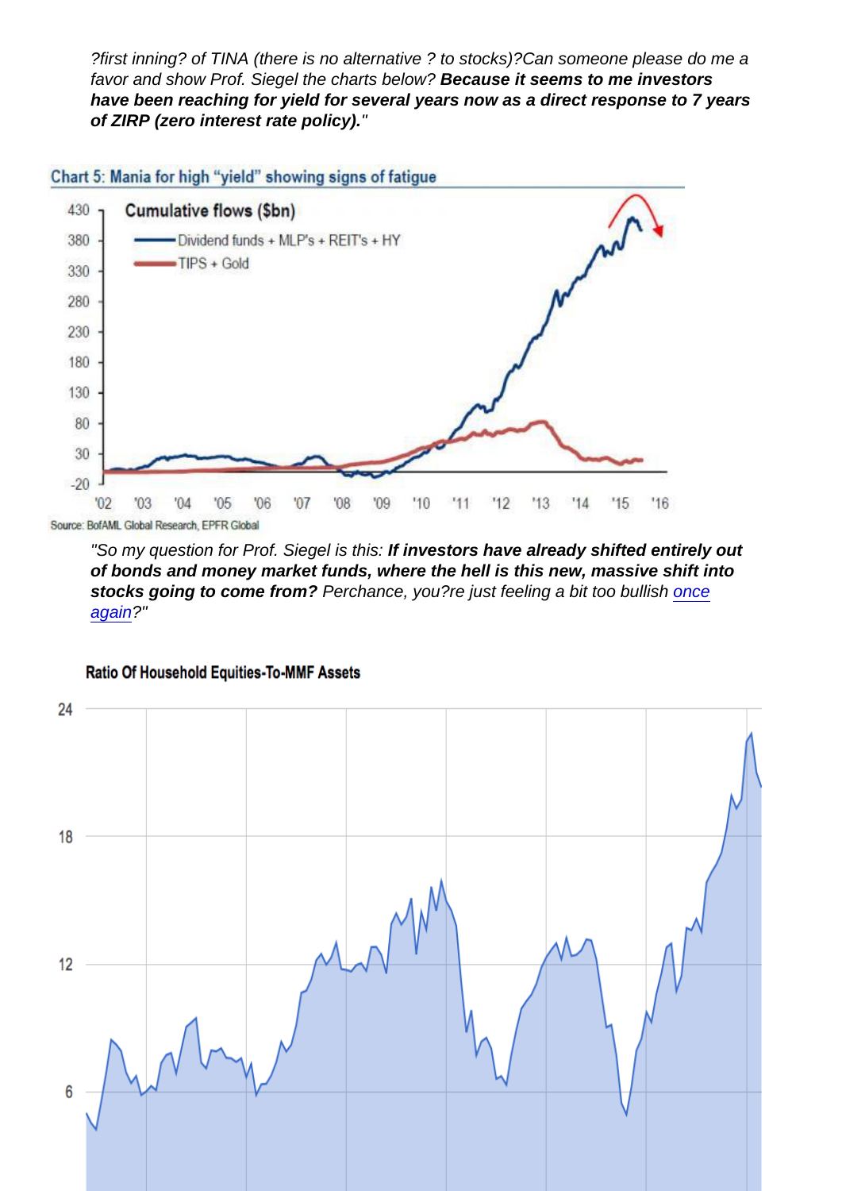?first inning? of TINA (there is no alternative ? to stocks)?Can someone please do me a favor and show Prof. Siegel the charts below? ***Because it seems to me investors have been reaching for yield for several years now as a direct response to 7 years of ZIRP (zero interest rate policy).***"

Chart 5: Mania for high "yield" showing signs of fatigue

Source: BofAML Global Research, EPFR Global

"So my question for Prof. Siegel is this: ***If investors have already shifted entirely out of bonds and money market funds, where the hell is this new, massive shift into stocks going to come from?*** Perchance, you?re just feeling a bit too bullish once again?"

Ratio Of Household Equities-To-MMF Assets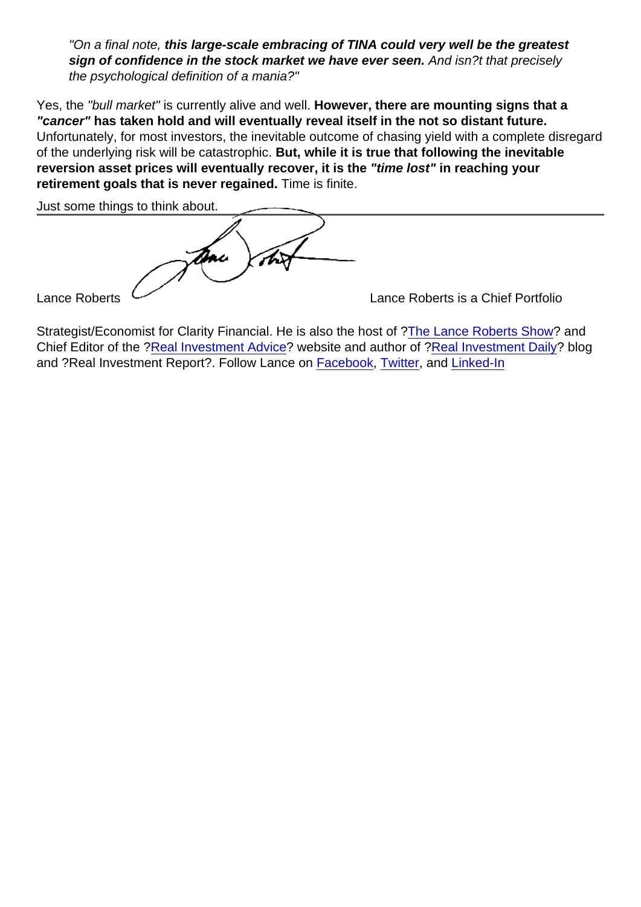*"On a final note,* ***this large-scale embracing of TINA could very well be the greatest sign of confidence in the stock market we have ever seen.*** *And isn?t that precisely the psychological definition of a mania?"*

Yes, the *"bull market"* is currently alive and well. **However, there are mounting signs that a *"cancer"* has taken hold and will eventually reveal itself in the not so distant future.** Unfortunately, for most investors, the inevitable outcome of chasing yield with a complete disregard of the underlying risk will be catastrophic. **But, while it is true that following the inevitable reversion asset prices will eventually recover, it is the *"time lost"* in reaching your retirement goals that is never regained.** Time is finite.

Just some things to think about.

---

Lance Roberts

Lance Roberts is a Chief Portfolio Strategist/Economist for Clarity Financial. He is also the host of ?The Lance Roberts Show? and Chief Editor of the ?Real Investment Advice? website and author of ?Real Investment Daily? blog and ?Real Investment Report?. Follow Lance on Facebook, Twitter, and Linked-In